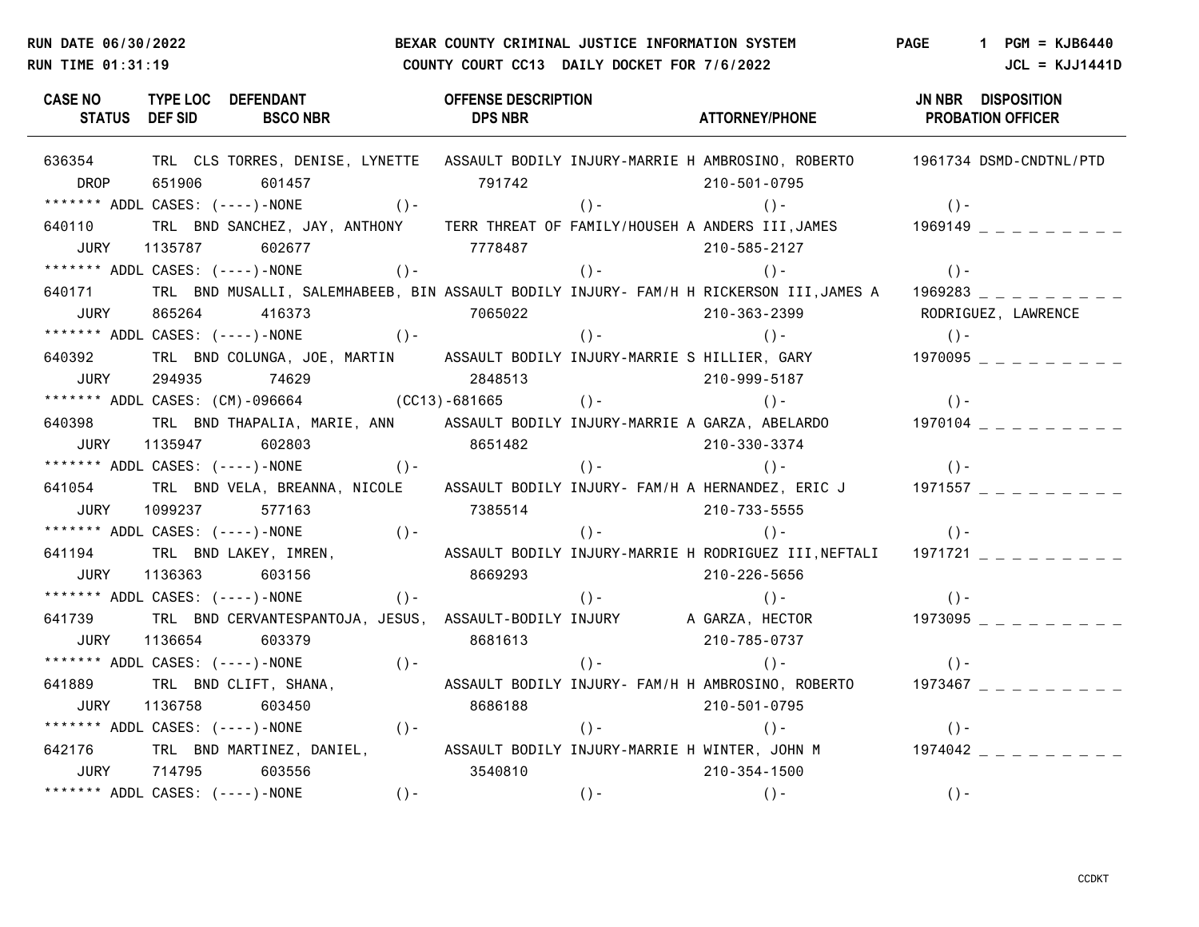RUN DATE 06/30/2022 — BEXAR COUNTY CRIMINAL JUSTICE INFORMATION SYSTEM — PAGE 1 PGM = KJB6440

RUN TIME 01:31:19 — COUNTY COURT CC13 DAILY DOCKET FOR 7/6/2022 — JCL = KJJ1441D

| CASE NO / STATUS | TYPE | LOC / DEF SID | DEFENDANT / BSCO NBR | OFFENSE DESCRIPTION / DPS NBR | | ATTORNEY/PHONE | JN NBR | DISPOSITION / PROBATION OFFICER |
|---|---|---|---|---|---|---|---|---|
| 636354 | TRL | CLS | TORRES, DENISE, LYNETTE | ASSAULT BODILY INJURY-MARRIE | H | AMBROSINO, ROBERTO | 1961734 | DSMD-CNDTNL/PTD |
| DROP | | 651906 | 601457 | 791742 | | 210-501-0795 | | |
| ******* ADDL CASES: (----)-NONE | | | ()- | ()- | | ()- | | ()- |
| 640110 | TRL | BND | SANCHEZ, JAY, ANTHONY | TERR THREAT OF FAMILY/HOUSEH | A | ANDERS III,JAMES | 1969149 | _ _ _ _ _ _ _ _ _ |
| JURY | | 1135787 | 602677 | 7778487 | | 210-585-2127 | | |
| ******* ADDL CASES: (----)-NONE | | | ()- | ()- | | ()- | | ()- |
| 640171 | TRL | BND | MUSALLI, SALEMHABEEB, BIN | ASSAULT BODILY INJURY- FAM/H | H | RICKERSON III,JAMES A | 1969283 | _ _ _ _ _ _ _ _ _ |
| JURY | | 865264 | 416373 | 7065022 | | 210-363-2399 | | RODRIGUEZ, LAWRENCE |
| ******* ADDL CASES: (----)-NONE | | | ()- | ()- | | ()- | | ()- |
| 640392 | TRL | BND | COLUNGA, JOE, MARTIN | ASSAULT BODILY INJURY-MARRIE | S | HILLIER, GARY | 1970095 | _ _ _ _ _ _ _ _ _ |
| JURY | | 294935 | 74629 | 2848513 | | 210-999-5187 | | |
| ******* ADDL CASES: (CM)-096664 | | | (CC13)-681665 | ()- | | ()- | | ()- |
| 640398 | TRL | BND | THAPALIA, MARIE, ANN | ASSAULT BODILY INJURY-MARRIE | A | GARZA, ABELARDO | 1970104 | _ _ _ _ _ _ _ _ _ |
| JURY | | 1135947 | 602803 | 8651482 | | 210-330-3374 | | |
| ******* ADDL CASES: (----)-NONE | | | ()- | ()- | | ()- | | ()- |
| 641054 | TRL | BND | VELA, BREANNA, NICOLE | ASSAULT BODILY INJURY- FAM/H | A | HERNANDEZ, ERIC J | 1971557 | _ _ _ _ _ _ _ _ _ |
| JURY | | 1099237 | 577163 | 7385514 | | 210-733-5555 | | |
| ******* ADDL CASES: (----)-NONE | | | ()- | ()- | | ()- | | ()- |
| 641194 | TRL | BND | LAKEY, IMREN, | ASSAULT BODILY INJURY-MARRIE | H | RODRIGUEZ III,NEFTALI | 1971721 | _ _ _ _ _ _ _ _ _ |
| JURY | | 1136363 | 603156 | 8669293 | | 210-226-5656 | | |
| ******* ADDL CASES: (----)-NONE | | | ()- | ()- | | ()- | | ()- |
| 641739 | TRL | BND | CERVANTESPANTOJA, JESUS, | ASSAULT-BODILY INJURY | A | GARZA, HECTOR | 1973095 | _ _ _ _ _ _ _ _ _ |
| JURY | | 1136654 | 603379 | 8681613 | | 210-785-0737 | | |
| ******* ADDL CASES: (----)-NONE | | | ()- | ()- | | ()- | | ()- |
| 641889 | TRL | BND | CLIFT, SHANA, | ASSAULT BODILY INJURY- FAM/H | H | AMBROSINO, ROBERTO | 1973467 | _ _ _ _ _ _ _ _ _ |
| JURY | | 1136758 | 603450 | 8686188 | | 210-501-0795 | | |
| ******* ADDL CASES: (----)-NONE | | | ()- | ()- | | ()- | | ()- |
| 642176 | TRL | BND | MARTINEZ, DANIEL, | ASSAULT BODILY INJURY-MARRIE | H | WINTER, JOHN M | 1974042 | _ _ _ _ _ _ _ _ _ |
| JURY | | 714795 | 603556 | 3540810 | | 210-354-1500 | | |
| ******* ADDL CASES: (----)-NONE | | | ()- | ()- | | ()- | | ()- |

CCDKT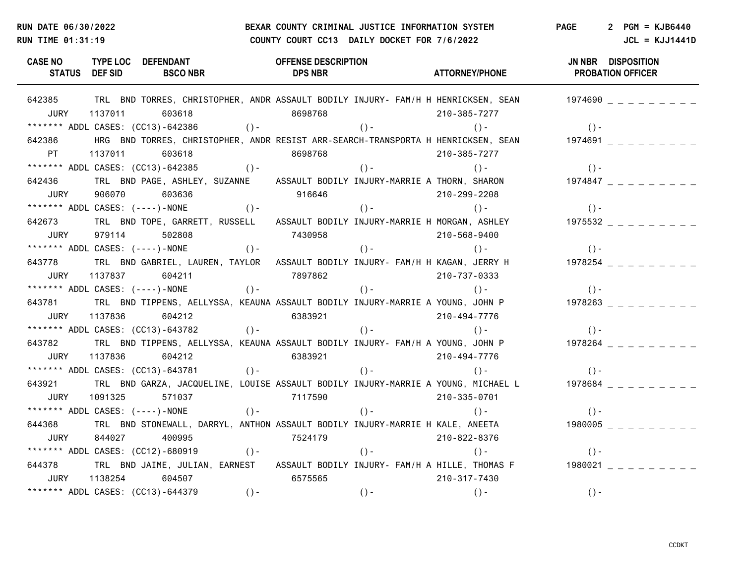BEXAR COUNTY CRIMINAL JUSTICE INFORMATION SYSTEM

COUNTY COURT CC13 DAILY DOCKET FOR 7/6/2022

RUN DATE 06/30/2022 | PAGE 2 | PGM = KJB6440

RUN TIME 01:31:19 | JCL = KJJ1441D

| CASE NO / STATUS | TYPE | LOC | DEF SID | DEFENDANT | BSCO NBR | OFFENSE DESCRIPTION / DPS NBR | | ATTORNEY/PHONE | JN NBR | DISPOSITION / PROBATION OFFICER |
|---|---|---|---|---|---|---|---|---|---|---|
| 642385 | TRL | BND | | TORRES, CHRISTOPHER, ANDR | | ASSAULT BODILY INJURY- FAM/H | H | HENRICKSEN, SEAN | 1974690 | _ _ _ _ _ _ _ _ _ |
| JURY | | | 1137011 | | 603618 | 8698768 | | 210-385-7277 | | |
| ******* ADDL CASES: (CC13)-642386 | | | | ()- | | ()- | | ()- | ()- | |
| 642386 | HRG | BND | | TORRES, CHRISTOPHER, ANDR | | RESIST ARR-SEARCH-TRANSPORTA | H | HENRICKSEN, SEAN | 1974691 | _ _ _ _ _ _ _ _ _ |
| PT | | | 1137011 | | 603618 | 8698768 | | 210-385-7277 | | |
| ******* ADDL CASES: (CC13)-642385 | | | | ()- | | ()- | | ()- | ()- | |
| 642436 | TRL | BND | | PAGE, ASHLEY, SUZANNE | | ASSAULT BODILY INJURY-MARRIE | A | THORN, SHARON | 1974847 | _ _ _ _ _ _ _ _ _ |
| JURY | | | 906070 | | 603636 | 916646 | | 210-299-2208 | | |
| ******* ADDL CASES: (----)-NONE | | | | ()- | | ()- | | ()- | ()- | |
| 642673 | TRL | BND | | TOPE, GARRETT, RUSSELL | | ASSAULT BODILY INJURY-MARRIE | H | MORGAN, ASHLEY | 1975532 | _ _ _ _ _ _ _ _ _ |
| JURY | | | 979114 | | 502808 | 7430958 | | 210-568-9400 | | |
| ******* ADDL CASES: (----)-NONE | | | | ()- | | ()- | | ()- | ()- | |
| 643778 | TRL | BND | | GABRIEL, LAUREN, TAYLOR | | ASSAULT BODILY INJURY- FAM/H | H | KAGAN, JERRY H | 1978254 | _ _ _ _ _ _ _ _ _ |
| JURY | | | 1137837 | | 604211 | 7897862 | | 210-737-0333 | | |
| ******* ADDL CASES: (----)-NONE | | | | ()- | | ()- | | ()- | ()- | |
| 643781 | TRL | BND | | TIPPENS, AELLYSSA, KEAUNA | | ASSAULT BODILY INJURY-MARRIE | A | YOUNG, JOHN P | 1978263 | _ _ _ _ _ _ _ _ _ |
| JURY | | | 1137836 | | 604212 | 6383921 | | 210-494-7776 | | |
| ******* ADDL CASES: (CC13)-643782 | | | | ()- | | ()- | | ()- | ()- | |
| 643782 | TRL | BND | | TIPPENS, AELLYSSA, KEAUNA | | ASSAULT BODILY INJURY- FAM/H | A | YOUNG, JOHN P | 1978264 | _ _ _ _ _ _ _ _ _ |
| JURY | | | 1137836 | | 604212 | 6383921 | | 210-494-7776 | | |
| ******* ADDL CASES: (CC13)-643781 | | | | ()- | | ()- | | ()- | ()- | |
| 643921 | TRL | BND | | GARZA, JACQUELINE, LOUISE | | ASSAULT BODILY INJURY-MARRIE | A | YOUNG, MICHAEL L | 1978684 | _ _ _ _ _ _ _ _ _ |
| JURY | | | 1091325 | | 571037 | 7117590 | | 210-335-0701 | | |
| ******* ADDL CASES: (----)-NONE | | | | ()- | | ()- | | ()- | ()- | |
| 644368 | TRL | BND | | STONEWALL, DARRYL, ANTHON | | ASSAULT BODILY INJURY-MARRIE | H | KALE, ANEETA | 1980005 | _ _ _ _ _ _ _ _ _ |
| JURY | | | 844027 | | 400995 | 7524179 | | 210-822-8376 | | |
| ******* ADDL CASES: (CC12)-680919 | | | | ()- | | ()- | | ()- | ()- | |
| 644378 | TRL | BND | | JAIME, JULIAN, EARNEST | | ASSAULT BODILY INJURY- FAM/H | A | HILLE, THOMAS F | 1980021 | _ _ _ _ _ _ _ _ _ |
| JURY | | | 1138254 | | 604507 | 6575565 | | 210-317-7430 | | |
| ******* ADDL CASES: (CC13)-644379 | | | | ()- | | ()- | | ()- | ()- | |

CCDKT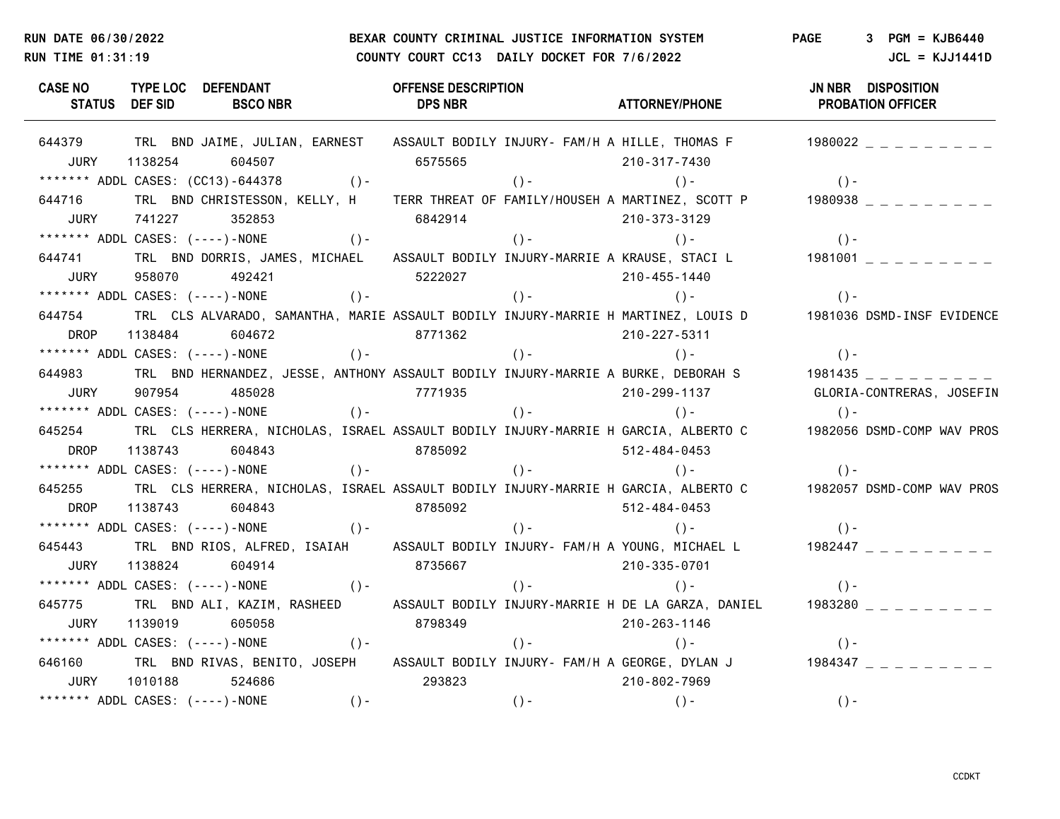RUN DATE 06/30/2022 BEXAR COUNTY CRIMINAL JUSTICE INFORMATION SYSTEM PAGE 3 PGM = KJB6440
RUN TIME 01:31:19 COUNTY COURT CC13 DAILY DOCKET FOR 7/6/2022 JCL = KJJ1441D

| CASE NO / STATUS | TYPE LOC / DEF SID | DEFENDANT / BSCO NBR | OFFENSE DESCRIPTION / DPS NBR | ATTORNEY/PHONE | JN NBR DISPOSITION / PROBATION OFFICER |
|---|---|---|---|---|---|
| 644379 | TRL BND | JAIME, JULIAN, EARNEST | ASSAULT BODILY INJURY- FAM/H A | HILLE, THOMAS F | 1980022 _ _ _ _ _ _ _ _ _ |
| JURY | 1138254 | 604507 | 6575565 | 210-317-7430 | |
| ******* ADDL CASES: (CC13)-644378 | ()- | | ()- | ()- | ()- |
| 644716 | TRL BND | CHRISTESSON, KELLY, H | TERR THREAT OF FAMILY/HOUSEH A | MARTINEZ, SCOTT P | 1980938 _ _ _ _ _ _ _ _ _ |
| JURY | 741227 | 352853 | 6842914 | 210-373-3129 | |
| ******* ADDL CASES: (----)-NONE | ()- | | ()- | ()- | ()- |
| 644741 | TRL BND | DORRIS, JAMES, MICHAEL | ASSAULT BODILY INJURY-MARRIE A | KRAUSE, STACI L | 1981001 _ _ _ _ _ _ _ _ _ |
| JURY | 958070 | 492421 | 5222027 | 210-455-1440 | |
| ******* ADDL CASES: (----)-NONE | ()- | | ()- | ()- | ()- |
| 644754 | TRL CLS | ALVARADO, SAMANTHA, MARIE | ASSAULT BODILY INJURY-MARRIE H | MARTINEZ, LOUIS D | 1981036 DSMD-INSF EVIDENCE |
| DROP | 1138484 | 604672 | 8771362 | 210-227-5311 | |
| ******* ADDL CASES: (----)-NONE | ()- | | ()- | ()- | ()- |
| 644983 | TRL BND | HERNANDEZ, JESSE, ANTHONY | ASSAULT BODILY INJURY-MARRIE A | BURKE, DEBORAH S | 1981435 _ _ _ _ _ _ _ _ _ |
| JURY | 907954 | 485028 | 7771935 | 210-299-1137 | GLORIA-CONTRERAS, JOSEFIN |
| ******* ADDL CASES: (----)-NONE | ()- | | ()- | ()- | ()- |
| 645254 | TRL CLS | HERRERA, NICHOLAS, ISRAEL | ASSAULT BODILY INJURY-MARRIE H | GARCIA, ALBERTO C | 1982056 DSMD-COMP WAV PROS |
| DROP | 1138743 | 604843 | 8785092 | 512-484-0453 | |
| ******* ADDL CASES: (----)-NONE | ()- | | ()- | ()- | ()- |
| 645255 | TRL CLS | HERRERA, NICHOLAS, ISRAEL | ASSAULT BODILY INJURY-MARRIE H | GARCIA, ALBERTO C | 1982057 DSMD-COMP WAV PROS |
| DROP | 1138743 | 604843 | 8785092 | 512-484-0453 | |
| ******* ADDL CASES: (----)-NONE | ()- | | ()- | ()- | ()- |
| 645443 | TRL BND | RIOS, ALFRED, ISAIAH | ASSAULT BODILY INJURY- FAM/H A | YOUNG, MICHAEL L | 1982447 _ _ _ _ _ _ _ _ _ |
| JURY | 1138824 | 604914 | 8735667 | 210-335-0701 | |
| ******* ADDL CASES: (----)-NONE | ()- | | ()- | ()- | ()- |
| 645775 | TRL BND | ALI, KAZIM, RASHEED | ASSAULT BODILY INJURY-MARRIE H | DE LA GARZA, DANIEL | 1983280 _ _ _ _ _ _ _ _ _ |
| JURY | 1139019 | 605058 | 8798349 | 210-263-1146 | |
| ******* ADDL CASES: (----)-NONE | ()- | | ()- | ()- | ()- |
| 646160 | TRL BND | RIVAS, BENITO, JOSEPH | ASSAULT BODILY INJURY- FAM/H A | GEORGE, DYLAN J | 1984347 _ _ _ _ _ _ _ _ _ |
| JURY | 1010188 | 524686 | 293823 | 210-802-7969 | |
| ******* ADDL CASES: (----)-NONE | ()- | | ()- | ()- | ()- |

CCDKT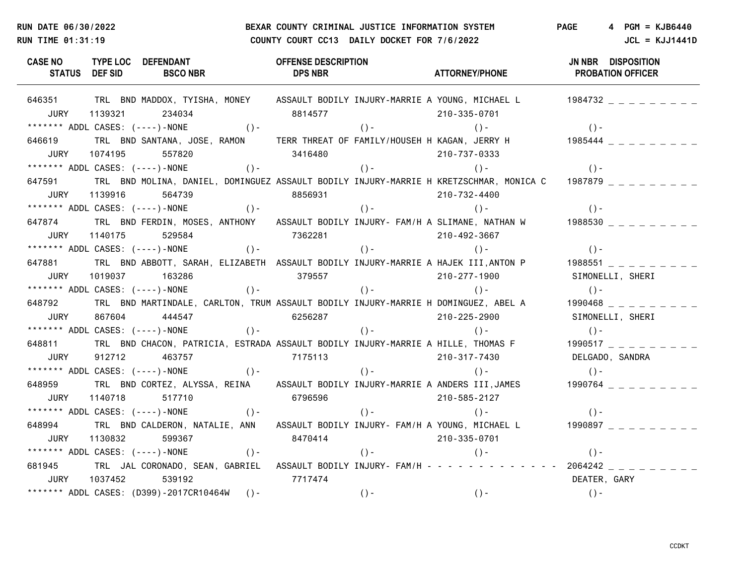BEXAR COUNTY CRIMINAL JUSTICE INFORMATION SYSTEM

COUNTY COURT CC13 DAILY DOCKET FOR 7/6/2022

RUN DATE 06/30/2022 — RUN TIME 01:31:19 — PGM = KJB6440 — JCL = KJJ1441D

| CASE NO / STATUS | TYPE LOC / DEF SID | DEFENDANT / BSCO NBR | OFFENSE DESCRIPTION / DPS NBR | ATTORNEY/PHONE | JN NBR / PROBATION OFFICER | DISPOSITION |
|---|---|---|---|---|---|---|
| 646351 | TRL BND | MADDOX, TYISHA, MONEY | ASSAULT BODILY INJURY-MARRIE A | YOUNG, MICHAEL L | 1984732 | _ _ _ _ _ _ _ _ _ |
| JURY | 1139321 | 234034 | 8814577 | 210-335-0701 | | |
| ******* ADDL CASES: (----)-NONE | ()- | | ()- | ()- | ()- | |
| 646619 | TRL BND | SANTANA, JOSE, RAMON | TERR THREAT OF FAMILY/HOUSEH H | KAGAN, JERRY H | 1985444 | _ _ _ _ _ _ _ _ _ |
| JURY | 1074195 | 557820 | 3416480 | 210-737-0333 | | |
| ******* ADDL CASES: (----)-NONE | ()- | | ()- | ()- | ()- | |
| 647591 | TRL BND | MOLINA, DANIEL, DOMINGUEZ | ASSAULT BODILY INJURY-MARRIE H | KRETZSCHMAR, MONICA C | 1987879 | _ _ _ _ _ _ _ _ _ |
| JURY | 1139916 | 564739 | 8856931 | 210-732-4400 | | |
| ******* ADDL CASES: (----)-NONE | ()- | | ()- | ()- | ()- | |
| 647874 | TRL BND | FERDIN, MOSES, ANTHONY | ASSAULT BODILY INJURY- FAM/H A | SLIMANE, NATHAN W | 1988530 | _ _ _ _ _ _ _ _ _ |
| JURY | 1140175 | 529584 | 7362281 | 210-492-3667 | | |
| ******* ADDL CASES: (----)-NONE | ()- | | ()- | ()- | ()- | |
| 647881 | TRL BND | ABBOTT, SARAH, ELIZABETH | ASSAULT BODILY INJURY-MARRIE A | HAJEK III,ANTON P | 1988551 | _ _ _ _ _ _ _ _ _ |
| JURY | 1019037 | 163286 | 379557 | 210-277-1900 | SIMONELLI, SHERI | |
| ******* ADDL CASES: (----)-NONE | ()- | | ()- | ()- | ()- | |
| 648792 | TRL BND | MARTINDALE, CARLTON, TRUM | ASSAULT BODILY INJURY-MARRIE H | DOMINGUEZ, ABEL A | 1990468 | _ _ _ _ _ _ _ _ _ |
| JURY | 867604 | 444547 | 6256287 | 210-225-2900 | SIMONELLI, SHERI | |
| ******* ADDL CASES: (----)-NONE | ()- | | ()- | ()- | ()- | |
| 648811 | TRL BND | CHACON, PATRICIA, ESTRADA | ASSAULT BODILY INJURY-MARRIE A | HILLE, THOMAS F | 1990517 | _ _ _ _ _ _ _ _ _ |
| JURY | 912712 | 463757 | 7175113 | 210-317-7430 | DELGADO, SANDRA | |
| ******* ADDL CASES: (----)-NONE | ()- | | ()- | ()- | ()- | |
| 648959 | TRL BND | CORTEZ, ALYSSA, REINA | ASSAULT BODILY INJURY-MARRIE A | ANDERS III,JAMES | 1990764 | _ _ _ _ _ _ _ _ _ |
| JURY | 1140718 | 517710 | 6796596 | 210-585-2127 | | |
| ******* ADDL CASES: (----)-NONE | ()- | | ()- | ()- | ()- | |
| 648994 | TRL BND | CALDERON, NATALIE, ANN | ASSAULT BODILY INJURY- FAM/H A | YOUNG, MICHAEL L | 1990897 | _ _ _ _ _ _ _ _ _ |
| JURY | 1130832 | 599367 | 8470414 | 210-335-0701 | | |
| ******* ADDL CASES: (----)-NONE | ()- | | ()- | ()- | ()- | |
| 681945 | TRL JAL | CORONADO, SEAN, GABRIEL | ASSAULT BODILY INJURY- FAM/H | - - - - - - - - - - - - - | 2064242 | _ _ _ _ _ _ _ _ _ |
| JURY | 1037452 | 539192 | 7717474 | | DEATER, GARY | |
| ******* ADDL CASES: (D399)-2017CR10464W | ()- | | ()- | ()- | ()- | |

CCDKT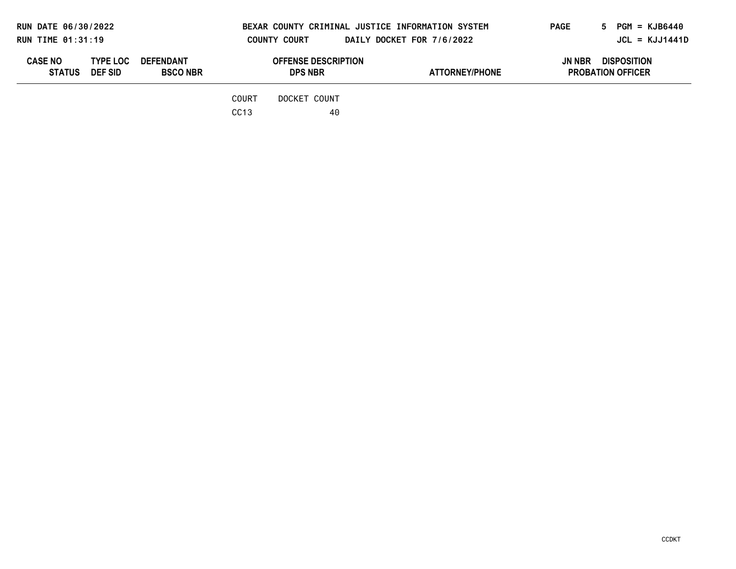| CASE NO STATUS | TYPE LOC DEF SID | DEFENDANT BSCO NBR | OFFENSE DESCRIPTION DPS NBR | ATTORNEY/PHONE | JN NBR DISPOSITION PROBATION OFFICER |
| --- | --- | --- | --- | --- | --- |

| COURT | DOCKET COUNT |
| --- | --- |
| CC13 | 40 |

CCDKT